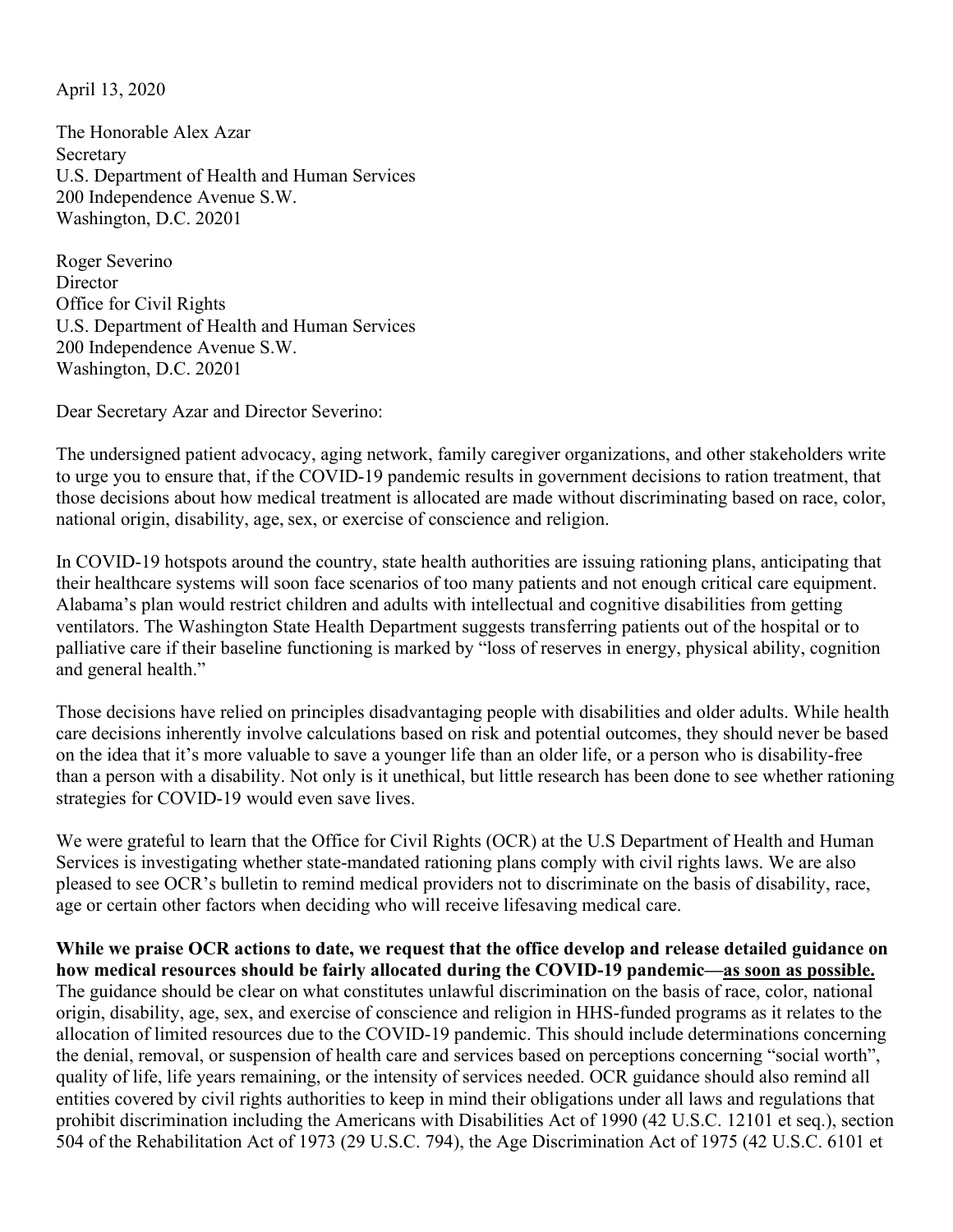April 13, 2020

The Honorable Alex Azar
Secretary
U.S. Department of Health and Human Services
200 Independence Avenue S.W.
Washington, D.C. 20201

Roger Severino
Director
Office for Civil Rights
U.S. Department of Health and Human Services
200 Independence Avenue S.W.
Washington, D.C. 20201

Dear Secretary Azar and Director Severino:

The undersigned patient advocacy, aging network, family caregiver organizations, and other stakeholders write to urge you to ensure that, if the COVID-19 pandemic results in government decisions to ration treatment, that those decisions about how medical treatment is allocated are made without discriminating based on race, color, national origin, disability, age, sex, or exercise of conscience and religion.

In COVID-19 hotspots around the country, state health authorities are issuing rationing plans, anticipating that their healthcare systems will soon face scenarios of too many patients and not enough critical care equipment. Alabama's plan would restrict children and adults with intellectual and cognitive disabilities from getting ventilators. The Washington State Health Department suggests transferring patients out of the hospital or to palliative care if their baseline functioning is marked by "loss of reserves in energy, physical ability, cognition and general health."

Those decisions have relied on principles disadvantaging people with disabilities and older adults. While health care decisions inherently involve calculations based on risk and potential outcomes, they should never be based on the idea that it's more valuable to save a younger life than an older life, or a person who is disability-free than a person with a disability. Not only is it unethical, but little research has been done to see whether rationing strategies for COVID-19 would even save lives.

We were grateful to learn that the Office for Civil Rights (OCR) at the U.S Department of Health and Human Services is investigating whether state-mandated rationing plans comply with civil rights laws. We are also pleased to see OCR's bulletin to remind medical providers not to discriminate on the basis of disability, race, age or certain other factors when deciding who will receive lifesaving medical care.

**While we praise OCR actions to date, we request that the office develop and release detailed guidance on how medical resources should be fairly allocated during the COVID-19 pandemic—<u>as soon as possible.</u>** The guidance should be clear on what constitutes unlawful discrimination on the basis of race, color, national origin, disability, age, sex, and exercise of conscience and religion in HHS-funded programs as it relates to the allocation of limited resources due to the COVID-19 pandemic. This should include determinations concerning the denial, removal, or suspension of health care and services based on perceptions concerning "social worth", quality of life, life years remaining, or the intensity of services needed. OCR guidance should also remind all entities covered by civil rights authorities to keep in mind their obligations under all laws and regulations that prohibit discrimination including the Americans with Disabilities Act of 1990 (42 U.S.C. 12101 et seq.), section 504 of the Rehabilitation Act of 1973 (29 U.S.C. 794), the Age Discrimination Act of 1975 (42 U.S.C. 6101 et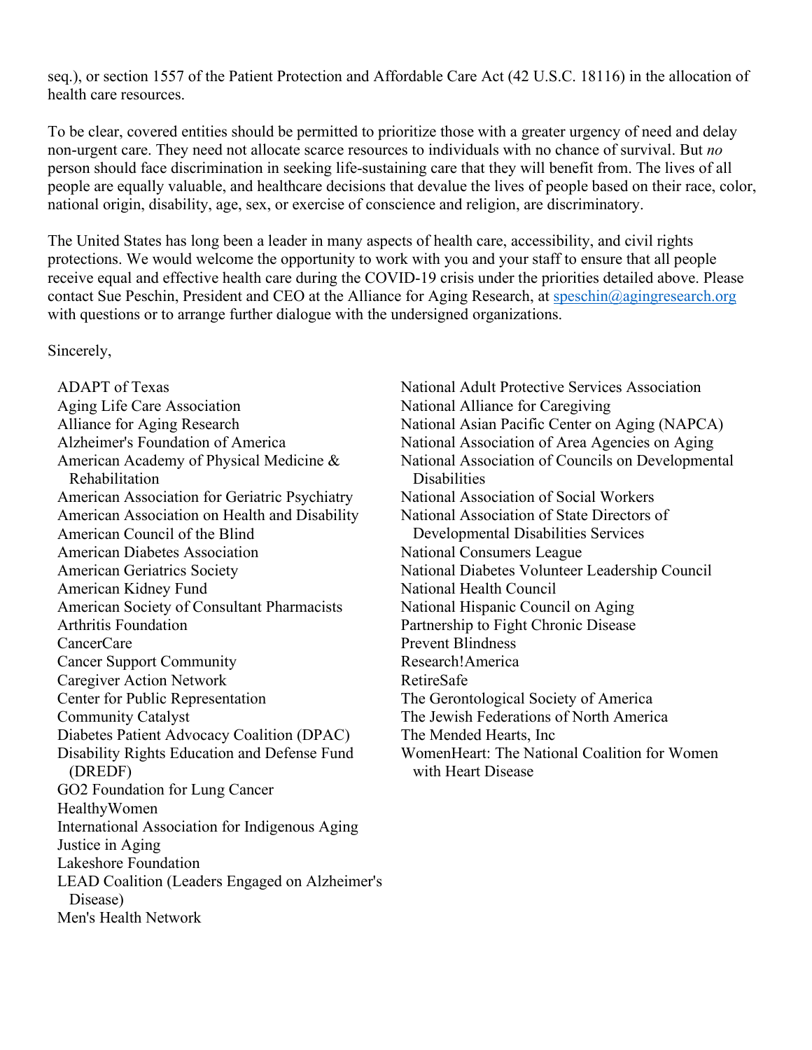seq.), or section 1557 of the Patient Protection and Affordable Care Act (42 U.S.C. 18116) in the allocation of health care resources.

To be clear, covered entities should be permitted to prioritize those with a greater urgency of need and delay non-urgent care. They need not allocate scarce resources to individuals with no chance of survival. But *no* person should face discrimination in seeking life-sustaining care that they will benefit from. The lives of all people are equally valuable, and healthcare decisions that devalue the lives of people based on their race, color, national origin, disability, age, sex, or exercise of conscience and religion, are discriminatory.

The United States has long been a leader in many aspects of health care, accessibility, and civil rights protections. We would welcome the opportunity to work with you and your staff to ensure that all people receive equal and effective health care during the COVID-19 crisis under the priorities detailed above. Please contact Sue Peschin, President and CEO at the Alliance for Aging Research, at speschin@agingresearch.org with questions or to arrange further dialogue with the undersigned organizations.

Sincerely,

ADAPT of Texas
Aging Life Care Association
Alliance for Aging Research
Alzheimer's Foundation of America
American Academy of Physical Medicine & Rehabilitation
American Association for Geriatric Psychiatry
American Association on Health and Disability
American Council of the Blind
American Diabetes Association
American Geriatrics Society
American Kidney Fund
American Society of Consultant Pharmacists
Arthritis Foundation
CancerCare
Cancer Support Community
Caregiver Action Network
Center for Public Representation
Community Catalyst
Diabetes Patient Advocacy Coalition (DPAC)
Disability Rights Education and Defense Fund (DREDF)
GO2 Foundation for Lung Cancer
HealthyWomen
International Association for Indigenous Aging
Justice in Aging
Lakeshore Foundation
LEAD Coalition (Leaders Engaged on Alzheimer's Disease)
Men's Health Network
National Adult Protective Services Association
National Alliance for Caregiving
National Asian Pacific Center on Aging (NAPCA)
National Association of Area Agencies on Aging
National Association of Councils on Developmental Disabilities
National Association of Social Workers
National Association of State Directors of Developmental Disabilities Services
National Consumers League
National Diabetes Volunteer Leadership Council
National Health Council
National Hispanic Council on Aging
Partnership to Fight Chronic Disease
Prevent Blindness
Research!America
RetireSafe
The Gerontological Society of America
The Jewish Federations of North America
The Mended Hearts, Inc
WomenHeart: The National Coalition for Women with Heart Disease